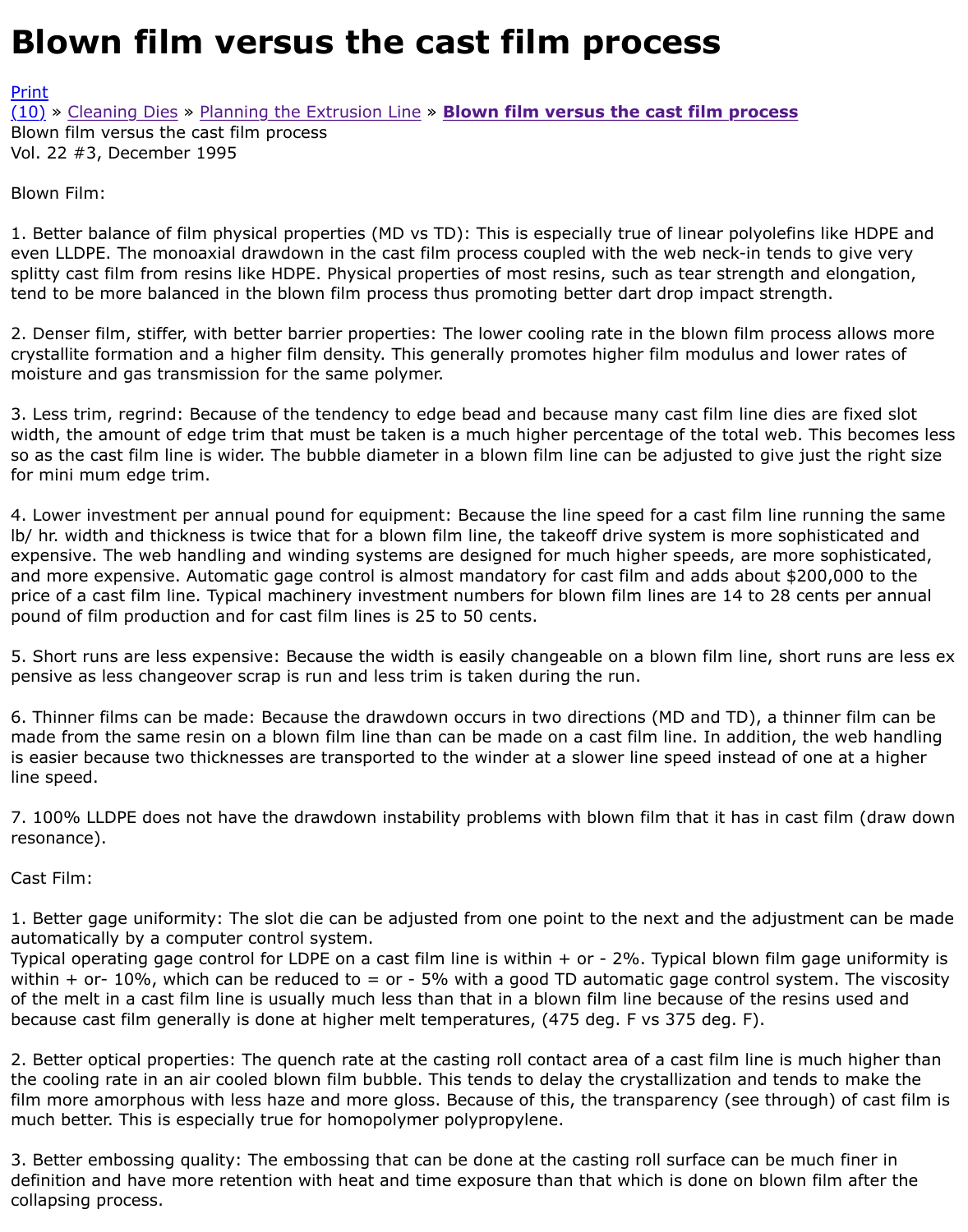# Blown film versus the cast film process

Print
(10) » Cleaning Dies » Planning the Extrusion Line » **Blown film versus the cast film process**
Blown film versus the cast film process
Vol. 22 #3, December 1995

Blown Film:

1. Better balance of film physical properties (MD vs TD): This is especially true of linear polyolefins like HDPE and even LLDPE. The monoaxial drawdown in the cast film process coupled with the web neck-in tends to give very splitty cast film from resins like HDPE. Physical properties of most resins, such as tear strength and elongation, tend to be more balanced in the blown film process thus promoting better dart drop impact strength.

2. Denser film, stiffer, with better barrier properties: The lower cooling rate in the blown film process allows more crystallite formation and a higher film density. This generally promotes higher film modulus and lower rates of moisture and gas transmission for the same polymer.

3. Less trim, regrind: Because of the tendency to edge bead and because many cast film line dies are fixed slot width, the amount of edge trim that must be taken is a much higher percentage of the total web. This becomes less so as the cast film line is wider. The bubble diameter in a blown film line can be adjusted to give just the right size for mini mum edge trim.

4. Lower investment per annual pound for equipment: Because the line speed for a cast film line running the same lb/ hr. width and thickness is twice that for a blown film line, the takeoff drive system is more sophisticated and expensive. The web handling and winding systems are designed for much higher speeds, are more sophisticated, and more expensive. Automatic gage control is almost mandatory for cast film and adds about $200,000 to the price of a cast film line. Typical machinery investment numbers for blown film lines are 14 to 28 cents per annual pound of film production and for cast film lines is 25 to 50 cents.

5. Short runs are less expensive: Because the width is easily changeable on a blown film line, short runs are less ex pensive as less changeover scrap is run and less trim is taken during the run.

6. Thinner films can be made: Because the drawdown occurs in two directions (MD and TD), a thinner film can be made from the same resin on a blown film line than can be made on a cast film line. In addition, the web handling is easier because two thicknesses are transported to the winder at a slower line speed instead of one at a higher line speed.

7. 100% LLDPE does not have the drawdown instability problems with blown film that it has in cast film (draw down resonance).

Cast Film:

1. Better gage uniformity: The slot die can be adjusted from one point to the next and the adjustment can be made automatically by a computer control system.
Typical operating gage control for LDPE on a cast film line is within + or - 2%. Typical blown film gage uniformity is within + or- 10%, which can be reduced to = or - 5% with a good TD automatic gage control system. The viscosity of the melt in a cast film line is usually much less than that in a blown film line because of the resins used and because cast film generally is done at higher melt temperatures, (475 deg. F vs 375 deg. F).

2. Better optical properties: The quench rate at the casting roll contact area of a cast film line is much higher than the cooling rate in an air cooled blown film bubble. This tends to delay the crystallization and tends to make the film more amorphous with less haze and more gloss. Because of this, the transparency (see through) of cast film is much better. This is especially true for homopolymer polypropylene.

3. Better embossing quality: The embossing that can be done at the casting roll surface can be much finer in definition and have more retention with heat and time exposure than that which is done on blown film after the collapsing process.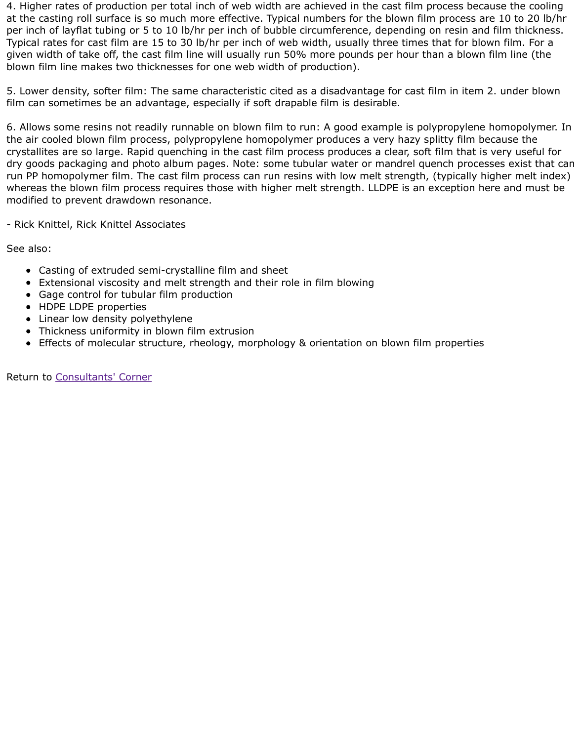4. Higher rates of production per total inch of web width are achieved in the cast film process because the cooling at the casting roll surface is so much more effective. Typical numbers for the blown film process are 10 to 20 lb/hr per inch of layflat tubing or 5 to 10 lb/hr per inch of bubble circumference, depending on resin and film thickness. Typical rates for cast film are 15 to 30 lb/hr per inch of web width, usually three times that for blown film. For a given width of take off, the cast film line will usually run 50% more pounds per hour than a blown film line (the blown film line makes two thicknesses for one web width of production).

5. Lower density, softer film: The same characteristic cited as a disadvantage for cast film in item 2. under blown film can sometimes be an advantage, especially if soft drapable film is desirable.

6. Allows some resins not readily runnable on blown film to run: A good example is polypropylene homopolymer. In the air cooled blown film process, polypropylene homopolymer produces a very hazy splitty film because the crystallites are so large. Rapid quenching in the cast film process produces a clear, soft film that is very useful for dry goods packaging and photo album pages. Note: some tubular water or mandrel quench processes exist that can run PP homopolymer film. The cast film process can run resins with low melt strength, (typically higher melt index) whereas the blown film process requires those with higher melt strength. LLDPE is an exception here and must be modified to prevent drawdown resonance.

- Rick Knittel, Rick Knittel Associates

See also:

- Casting of extruded semi-crystalline film and sheet
- Extensional viscosity and melt strength and their role in film blowing
- Gage control for tubular film production
- HDPE LDPE properties
- Linear low density polyethylene
- Thickness uniformity in blown film extrusion
- Effects of molecular structure, rheology, morphology & orientation on blown film properties

Return to Consultants' Corner